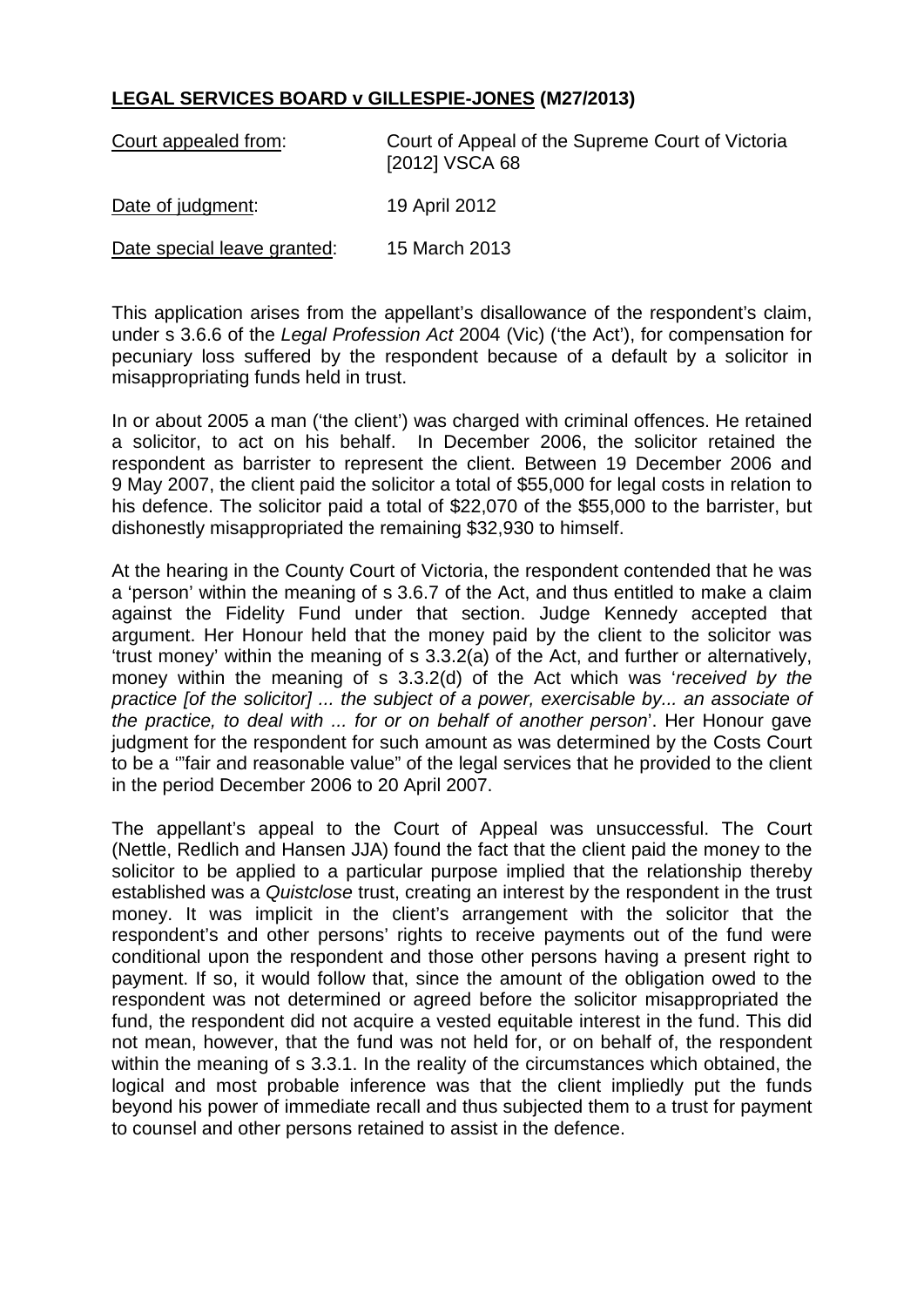**LEGAL SERVICES BOARD v GILLESPIE-JONES (M27/2013)**

| | |
|---|---|
| Court appealed from: | Court of Appeal of the Supreme Court of Victoria [2012] VSCA 68 |
| Date of judgment: | 19 April 2012 |
| Date special leave granted: | 15 March 2013 |

This application arises from the appellant's disallowance of the respondent's claim, under s 3.6.6 of the *Legal Profession Act* 2004 (Vic) ('the Act'), for compensation for pecuniary loss suffered by the respondent because of a default by a solicitor in misappropriating funds held in trust.

In or about 2005 a man ('the client') was charged with criminal offences. He retained a solicitor, to act on his behalf. In December 2006, the solicitor retained the respondent as barrister to represent the client. Between 19 December 2006 and 9 May 2007, the client paid the solicitor a total of $55,000 for legal costs in relation to his defence. The solicitor paid a total of $22,070 of the $55,000 to the barrister, but dishonestly misappropriated the remaining $32,930 to himself.

At the hearing in the County Court of Victoria, the respondent contended that he was a 'person' within the meaning of s 3.6.7 of the Act, and thus entitled to make a claim against the Fidelity Fund under that section. Judge Kennedy accepted that argument. Her Honour held that the money paid by the client to the solicitor was 'trust money' within the meaning of s 3.3.2(a) of the Act, and further or alternatively, money within the meaning of s 3.3.2(d) of the Act which was '*received by the practice [of the solicitor] ... the subject of a power, exercisable by... an associate of the practice, to deal with ... for or on behalf of another person*'. Her Honour gave judgment for the respondent for such amount as was determined by the Costs Court to be a '"fair and reasonable value" of the legal services that he provided to the client in the period December 2006 to 20 April 2007.

The appellant's appeal to the Court of Appeal was unsuccessful. The Court (Nettle, Redlich and Hansen JJA) found the fact that the client paid the money to the solicitor to be applied to a particular purpose implied that the relationship thereby established was a *Quistclose* trust, creating an interest by the respondent in the trust money. It was implicit in the client's arrangement with the solicitor that the respondent's and other persons' rights to receive payments out of the fund were conditional upon the respondent and those other persons having a present right to payment. If so, it would follow that, since the amount of the obligation owed to the respondent was not determined or agreed before the solicitor misappropriated the fund, the respondent did not acquire a vested equitable interest in the fund. This did not mean, however, that the fund was not held for, or on behalf of, the respondent within the meaning of s 3.3.1. In the reality of the circumstances which obtained, the logical and most probable inference was that the client impliedly put the funds beyond his power of immediate recall and thus subjected them to a trust for payment to counsel and other persons retained to assist in the defence.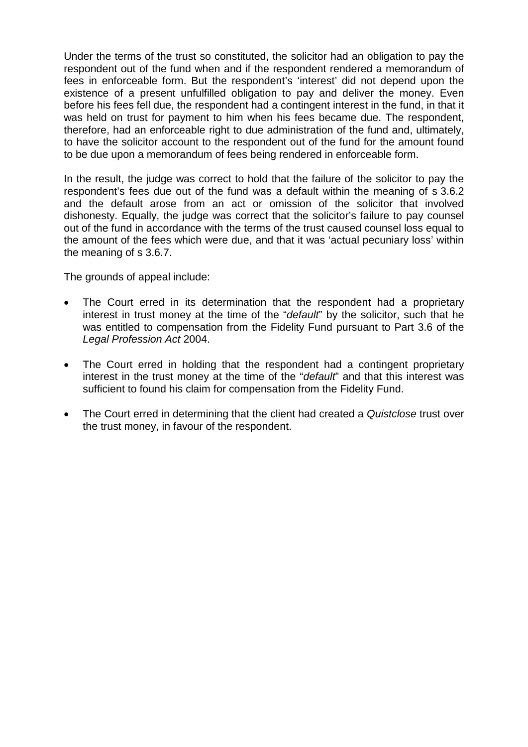Under the terms of the trust so constituted, the solicitor had an obligation to pay the respondent out of the fund when and if the respondent rendered a memorandum of fees in enforceable form. But the respondent's 'interest' did not depend upon the existence of a present unfulfilled obligation to pay and deliver the money. Even before his fees fell due, the respondent had a contingent interest in the fund, in that it was held on trust for payment to him when his fees became due. The respondent, therefore, had an enforceable right to due administration of the fund and, ultimately, to have the solicitor account to the respondent out of the fund for the amount found to be due upon a memorandum of fees being rendered in enforceable form.

In the result, the judge was correct to hold that the failure of the solicitor to pay the respondent's fees due out of the fund was a default within the meaning of s 3.6.2 and the default arose from an act or omission of the solicitor that involved dishonesty. Equally, the judge was correct that the solicitor's failure to pay counsel out of the fund in accordance with the terms of the trust caused counsel loss equal to the amount of the fees which were due, and that it was 'actual pecuniary loss' within the meaning of s 3.6.7.

The grounds of appeal include:

- The Court erred in its determination that the respondent had a proprietary interest in trust money at the time of the "*default*" by the solicitor, such that he was entitled to compensation from the Fidelity Fund pursuant to Part 3.6 of the *Legal Profession Act* 2004.
- The Court erred in holding that the respondent had a contingent proprietary interest in the trust money at the time of the "*default*" and that this interest was sufficient to found his claim for compensation from the Fidelity Fund.
- The Court erred in determining that the client had created a *Quistclose* trust over the trust money, in favour of the respondent.